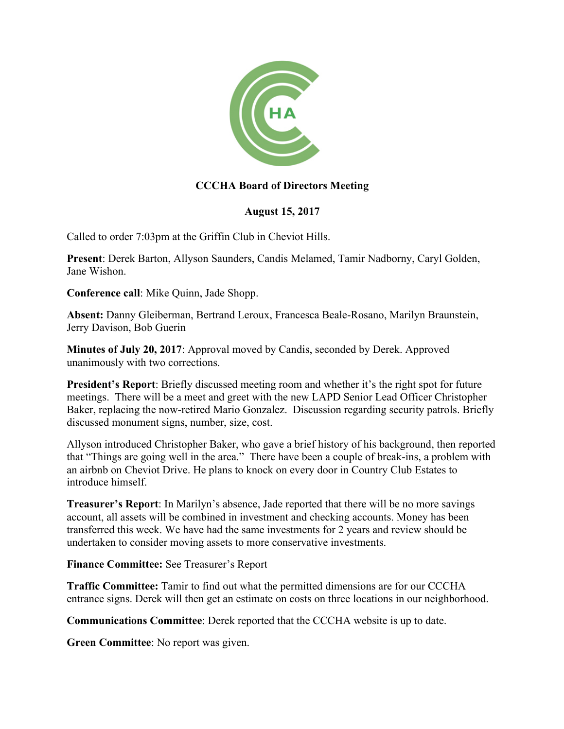# CCCHA Board of Directors Meeting

## August 15, 2017

Called to order 7:03pm at the Griffin Club in Cheviot Hills.

**Present**: Derek Barton, Allyson Saunders, Candis Melamed, Tamir Nadborny, Caryl Golden, Jane Wishon.

**Conference call**: Mike Quinn, Jade Shopp.

**Absent:** Danny Gleiberman, Bertrand Leroux, Francesca Beale-Rosano, Marilyn Braunstein, Jerry Davison, Bob Guerin

**Minutes of July 20, 2017**: Approval moved by Candis, seconded by Derek. Approved unanimously with two corrections.

**President's Report**: Briefly discussed meeting room and whether it's the right spot for future meetings. There will be a meet and greet with the new LAPD Senior Lead Officer Christopher Baker, replacing the now-retired Mario Gonzalez. Discussion regarding security patrols. Briefly discussed monument signs, number, size, cost.

Allyson introduced Christopher Baker, who gave a brief history of his background, then reported that "Things are going well in the area." There have been a couple of break-ins, a problem with an airbnb on Cheviot Drive. He plans to knock on every door in Country Club Estates to introduce himself.

**Treasurer's Report**: In Marilyn's absence, Jade reported that there will be no more savings account, all assets will be combined in investment and checking accounts. Money has been transferred this week. We have had the same investments for 2 years and review should be undertaken to consider moving assets to more conservative investments.

**Finance Committee:** See Treasurer's Report

**Traffic Committee:** Tamir to find out what the permitted dimensions are for our CCCHA entrance signs. Derek will then get an estimate on costs on three locations in our neighborhood.

**Communications Committee**: Derek reported that the CCCHA website is up to date.

**Green Committee**: No report was given.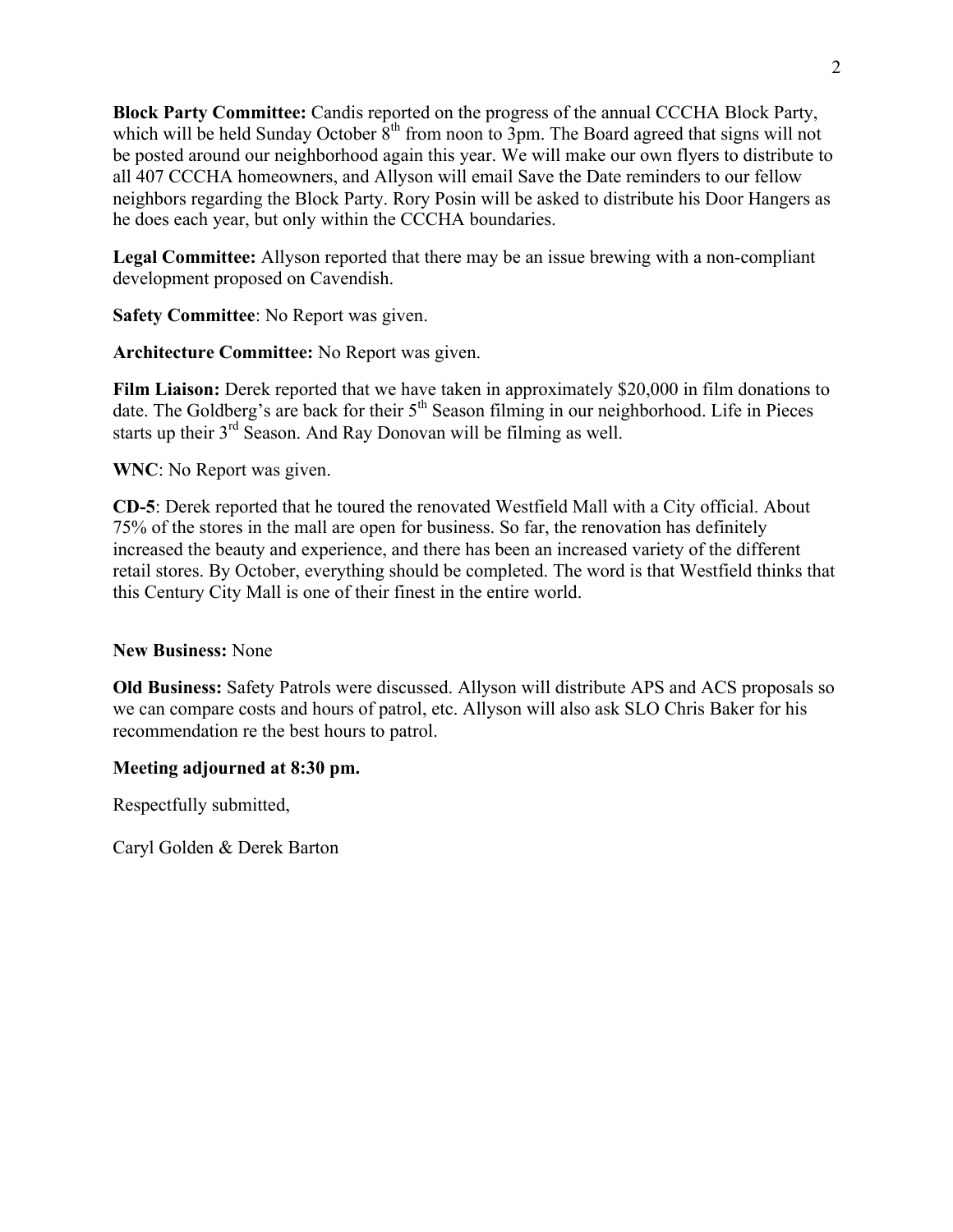**Block Party Committee:** Candis reported on the progress of the annual CCCHA Block Party, which will be held Sunday October 8th from noon to 3pm. The Board agreed that signs will not be posted around our neighborhood again this year. We will make our own flyers to distribute to all 407 CCCHA homeowners, and Allyson will email Save the Date reminders to our fellow neighbors regarding the Block Party. Rory Posin will be asked to distribute his Door Hangers as he does each year, but only within the CCCHA boundaries.

**Legal Committee:** Allyson reported that there may be an issue brewing with a non-compliant development proposed on Cavendish.

**Safety Committee**: No Report was given.

**Architecture Committee:** No Report was given.

**Film Liaison:** Derek reported that we have taken in approximately $20,000 in film donations to date. The Goldberg's are back for their 5th Season filming in our neighborhood. Life in Pieces starts up their 3rd Season. And Ray Donovan will be filming as well.

**WNC**: No Report was given.

**CD-5**: Derek reported that he toured the renovated Westfield Mall with a City official. About 75% of the stores in the mall are open for business. So far, the renovation has definitely increased the beauty and experience, and there has been an increased variety of the different retail stores. By October, everything should be completed. The word is that Westfield thinks that this Century City Mall is one of their finest in the entire world.

**New Business:** None

**Old Business:** Safety Patrols were discussed. Allyson will distribute APS and ACS proposals so we can compare costs and hours of patrol, etc. Allyson will also ask SLO Chris Baker for his recommendation re the best hours to patrol.

**Meeting adjourned at 8:30 pm.**

Respectfully submitted,

Caryl Golden & Derek Barton